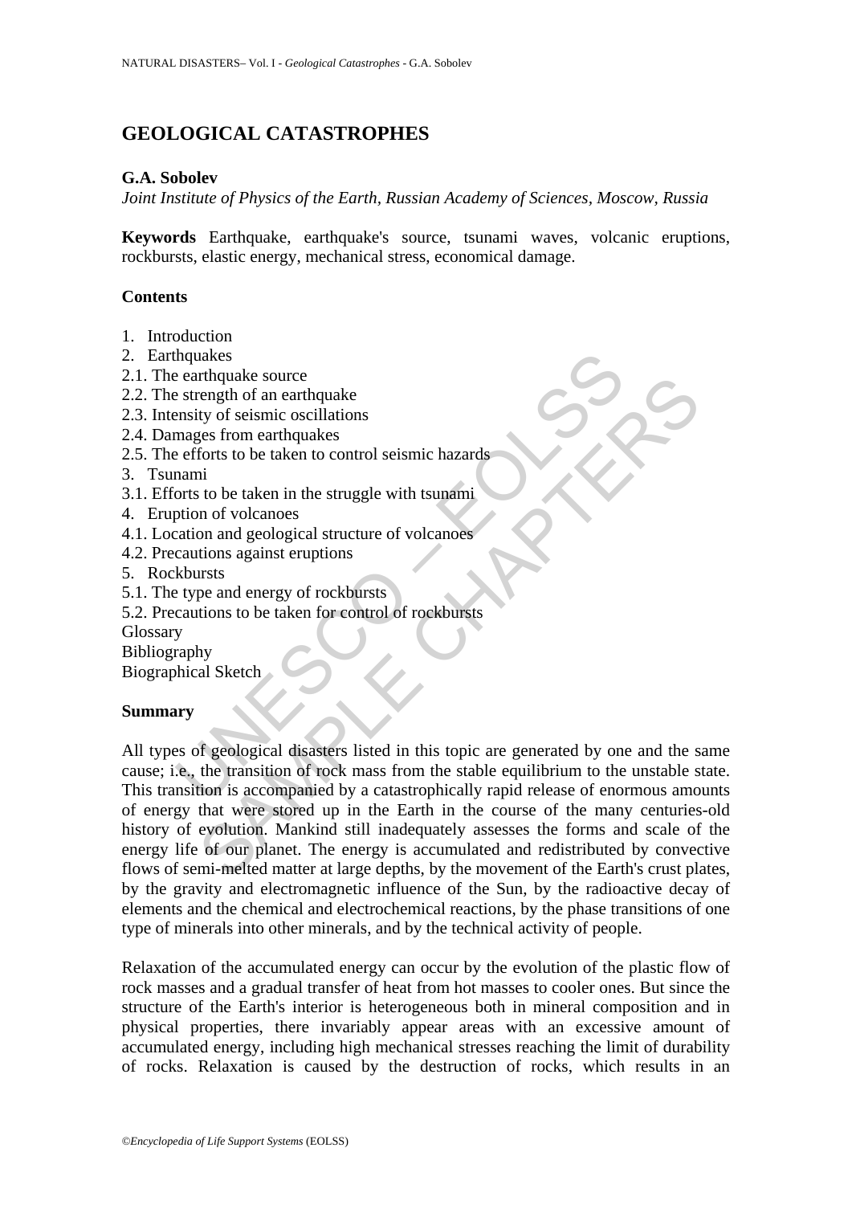# GEOLOGICAL CATASTROPHES

**G.A. Sobolev**

*Joint Institute of Physics of the Earth, Russian Academy of Sciences, Moscow, Russia*

**Keywords** Earthquake, earthquake's source, tsunami waves, volcanic eruptions, rockbursts, elastic energy, mechanical stress, economical damage.

## Contents

1. Introduction
2. Earthquakes
2.1. The earthquake source
2.2. The strength of an earthquake
2.3. Intensity of seismic oscillations
2.4. Damages from earthquakes
2.5. The efforts to be taken to control seismic hazards
3. Tsunami
3.1. Efforts to be taken in the struggle with tsunami
4. Eruption of volcanoes
4.1. Location and geological structure of volcanoes
4.2. Precautions against eruptions
5. Rockbursts
5.1. The type and energy of rockbursts
5.2. Precautions to be taken for control of rockbursts

Glossary
Bibliography
Biographical Sketch

## Summary

All types of geological disasters listed in this topic are generated by one and the same cause; i.e., the transition of rock mass from the stable equilibrium to the unstable state. This transition is accompanied by a catastrophically rapid release of enormous amounts of energy that were stored up in the Earth in the course of the many centuries-old history of evolution. Mankind still inadequately assesses the forms and scale of the energy life of our planet. The energy is accumulated and redistributed by convective flows of semi-melted matter at large depths, by the movement of the Earth's crust plates, by the gravity and electromagnetic influence of the Sun, by the radioactive decay of elements and the chemical and electrochemical reactions, by the phase transitions of one type of minerals into other minerals, and by the technical activity of people.

Relaxation of the accumulated energy can occur by the evolution of the plastic flow of rock masses and a gradual transfer of heat from hot masses to cooler ones. But since the structure of the Earth's interior is heterogeneous both in mineral composition and in physical properties, there invariably appear areas with an excessive amount of accumulated energy, including high mechanical stresses reaching the limit of durability of rocks. Relaxation is caused by the destruction of rocks, which results in an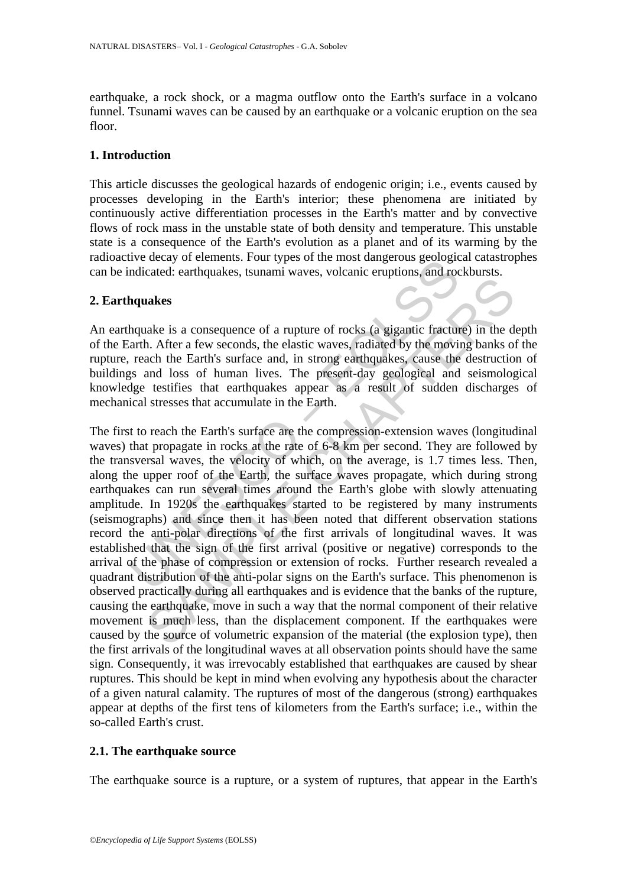earthquake, a rock shock, or a magma outflow onto the Earth's surface in a volcano funnel. Tsunami waves can be caused by an earthquake or a volcanic eruption on the sea floor.

## 1. Introduction

This article discusses the geological hazards of endogenic origin; i.e., events caused by processes developing in the Earth's interior; these phenomena are initiated by continuously active differentiation processes in the Earth's matter and by convective flows of rock mass in the unstable state of both density and temperature. This unstable state is a consequence of the Earth's evolution as a planet and of its warming by the radioactive decay of elements. Four types of the most dangerous geological catastrophes can be indicated: earthquakes, tsunami waves, volcanic eruptions, and rockbursts.

## 2. Earthquakes

An earthquake is a consequence of a rupture of rocks (a gigantic fracture) in the depth of the Earth. After a few seconds, the elastic waves, radiated by the moving banks of the rupture, reach the Earth's surface and, in strong earthquakes, cause the destruction of buildings and loss of human lives. The present-day geological and seismological knowledge testifies that earthquakes appear as a result of sudden discharges of mechanical stresses that accumulate in the Earth.

The first to reach the Earth's surface are the compression-extension waves (longitudinal waves) that propagate in rocks at the rate of 6-8 km per second. They are followed by the transversal waves, the velocity of which, on the average, is 1.7 times less. Then, along the upper roof of the Earth, the surface waves propagate, which during strong earthquakes can run several times around the Earth's globe with slowly attenuating amplitude. In 1920s the earthquakes started to be registered by many instruments (seismographs) and since then it has been noted that different observation stations record the anti-polar directions of the first arrivals of longitudinal waves. It was established that the sign of the first arrival (positive or negative) corresponds to the arrival of the phase of compression or extension of rocks. Further research revealed a quadrant distribution of the anti-polar signs on the Earth's surface. This phenomenon is observed practically during all earthquakes and is evidence that the banks of the rupture, causing the earthquake, move in such a way that the normal component of their relative movement is much less, than the displacement component. If the earthquakes were caused by the source of volumetric expansion of the material (the explosion type), then the first arrivals of the longitudinal waves at all observation points should have the same sign. Consequently, it was irrevocably established that earthquakes are caused by shear ruptures. This should be kept in mind when evolving any hypothesis about the character of a given natural calamity. The ruptures of most of the dangerous (strong) earthquakes appear at depths of the first tens of kilometers from the Earth's surface; i.e., within the so-called Earth's crust.

### 2.1. The earthquake source

The earthquake source is a rupture, or a system of ruptures, that appear in the Earth's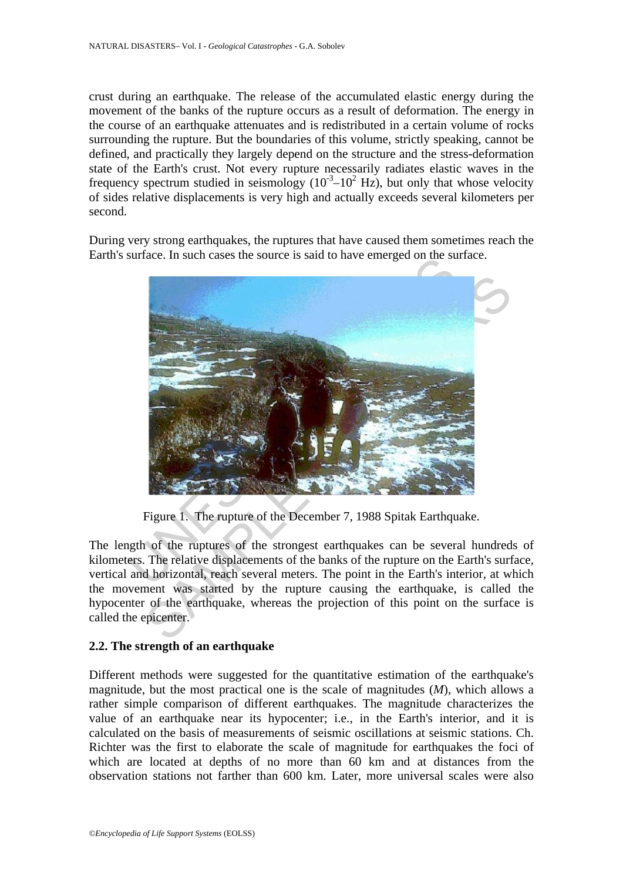crust during an earthquake. The release of the accumulated elastic energy during the movement of the banks of the rupture occurs as a result of deformation. The energy in the course of an earthquake attenuates and is redistributed in a certain volume of rocks surrounding the rupture. But the boundaries of this volume, strictly speaking, cannot be defined, and practically they largely depend on the structure and the stress-deformation state of the Earth's crust. Not every rupture necessarily radiates elastic waves in the frequency spectrum studied in seismology ($10^{-3}$–$10^{2}$ Hz), but only that whose velocity of sides relative displacements is very high and actually exceeds several kilometers per second.

During very strong earthquakes, the ruptures that have caused them sometimes reach the Earth's surface. In such cases the source is said to have emerged on the surface.

Figure 1. The rupture of the December 7, 1988 Spitak Earthquake.

The length of the ruptures of the strongest earthquakes can be several hundreds of kilometers. The relative displacements of the banks of the rupture on the Earth's surface, vertical and horizontal, reach several meters. The point in the Earth's interior, at which the movement was started by the rupture causing the earthquake, is called the hypocenter of the earthquake, whereas the projection of this point on the surface is called the epicenter.

## 2.2. The strength of an earthquake

Different methods were suggested for the quantitative estimation of the earthquake's magnitude, but the most practical one is the scale of magnitudes (*M*), which allows a rather simple comparison of different earthquakes. The magnitude characterizes the value of an earthquake near its hypocenter; i.e., in the Earth's interior, and it is calculated on the basis of measurements of seismic oscillations at seismic stations. Ch. Richter was the first to elaborate the scale of magnitude for earthquakes the foci of which are located at depths of no more than 60 km and at distances from the observation stations not farther than 600 km. Later, more universal scales were also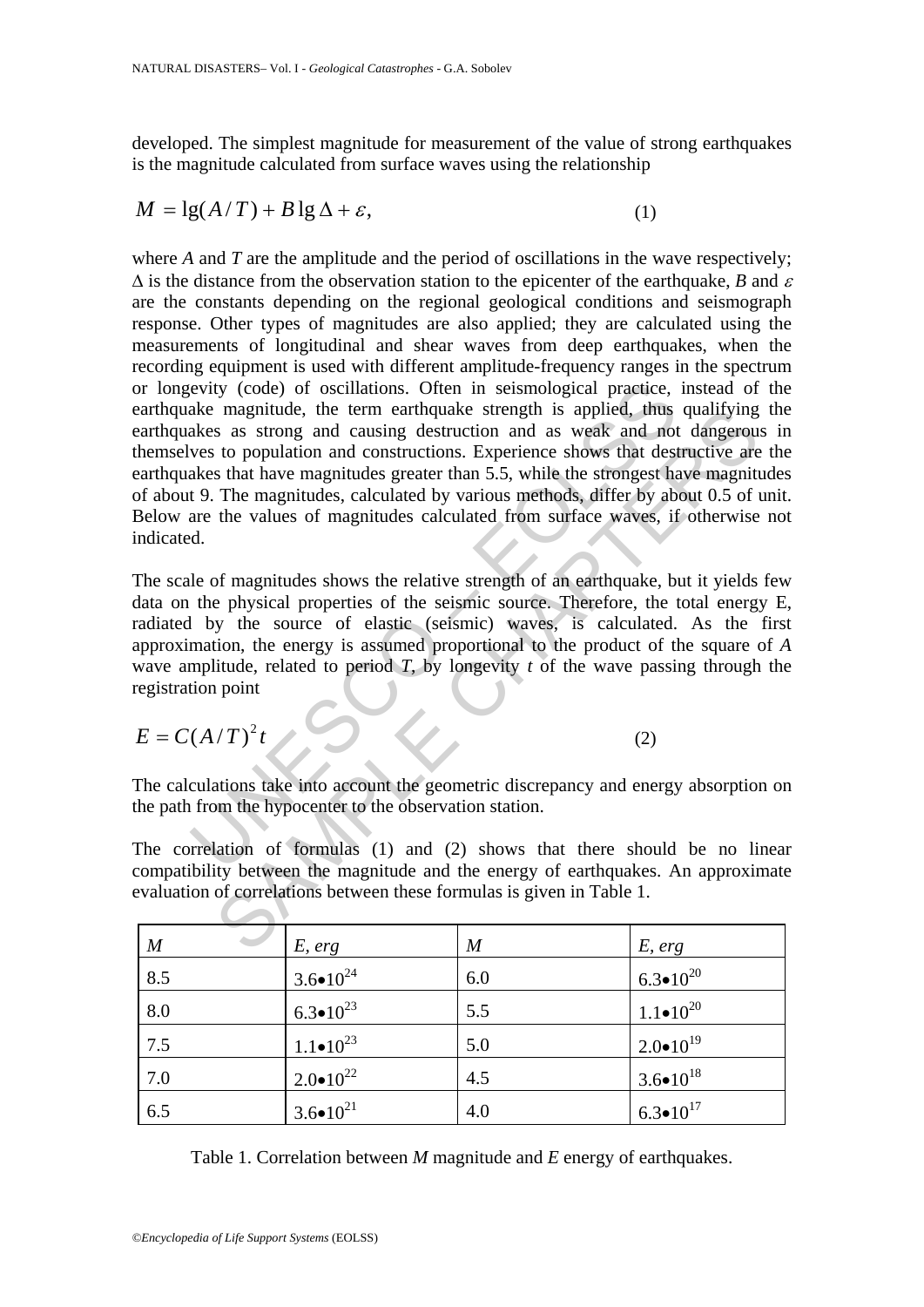developed. The simplest magnitude for measurement of the value of strong earthquakes is the magnitude calculated from surface waves using the relationship

$$M = \lg(A/T) + B\lg\Delta + \varepsilon, \tag{1}$$

where $A$ and $T$ are the amplitude and the period of oscillations in the wave respectively; $\Delta$ is the distance from the observation station to the epicenter of the earthquake, $B$ and $\varepsilon$ are the constants depending on the regional geological conditions and seismograph response. Other types of magnitudes are also applied; they are calculated using the measurements of longitudinal and shear waves from deep earthquakes, when the recording equipment is used with different amplitude-frequency ranges in the spectrum or longevity (code) of oscillations. Often in seismological practice, instead of the earthquake magnitude, the term earthquake strength is applied, thus qualifying the earthquakes as strong and causing destruction and as weak and not dangerous in themselves to population and constructions. Experience shows that destructive are the earthquakes that have magnitudes greater than 5.5, while the strongest have magnitudes of about 9. The magnitudes, calculated by various methods, differ by about 0.5 of unit. Below are the values of magnitudes calculated from surface waves, if otherwise not indicated.

The scale of magnitudes shows the relative strength of an earthquake, but it yields few data on the physical properties of the seismic source. Therefore, the total energy E, radiated by the source of elastic (seismic) waves, is calculated. As the first approximation, the energy is assumed proportional to the product of the square of $A$ wave amplitude, related to period $T$, by longevity $t$ of the wave passing through the registration point

$$E = C(A/T)^2 t \tag{2}$$

The calculations take into account the geometric discrepancy and energy absorption on the path from the hypocenter to the observation station.

The correlation of formulas (1) and (2) shows that there should be no linear compatibility between the magnitude and the energy of earthquakes. An approximate evaluation of correlations between these formulas is given in Table 1.

| *M* | *E, erg* | *M* | *E, erg* |
|---|---|---|---|
| 8.5 | $3.6 \bullet 10^{24}$ | 6.0 | $6.3 \bullet 10^{20}$ |
| 8.0 | $6.3 \bullet 10^{23}$ | 5.5 | $1.1 \bullet 10^{20}$ |
| 7.5 | $1.1 \bullet 10^{23}$ | 5.0 | $2.0 \bullet 10^{19}$ |
| 7.0 | $2.0 \bullet 10^{22}$ | 4.5 | $3.6 \bullet 10^{18}$ |
| 6.5 | $3.6 \bullet 10^{21}$ | 4.0 | $6.3 \bullet 10^{17}$ |

Table 1. Correlation between *M* magnitude and *E* energy of earthquakes.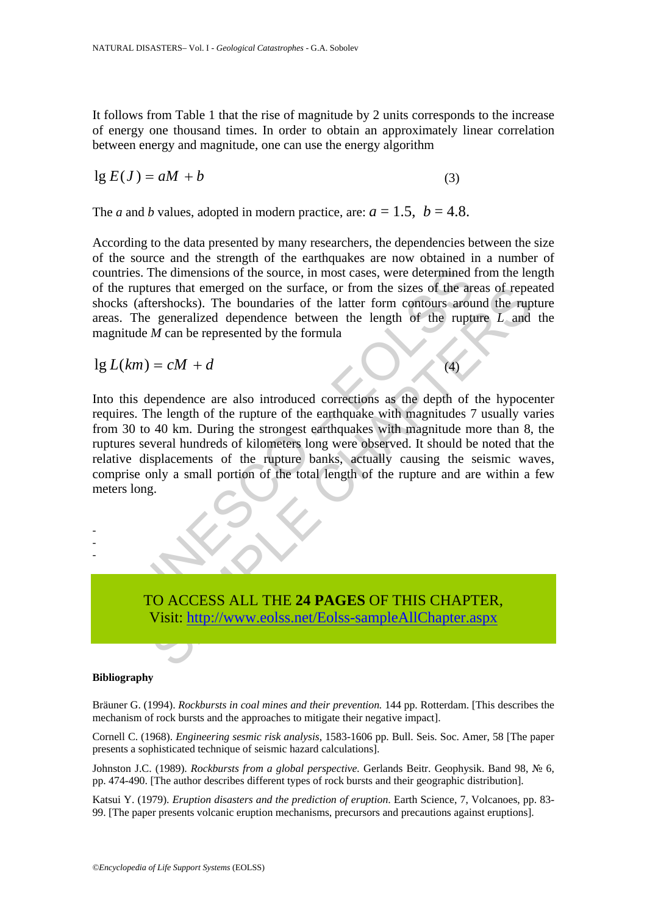It follows from Table 1 that the rise of magnitude by 2 units corresponds to the increase of energy one thousand times. In order to obtain an approximately linear correlation between energy and magnitude, one can use the energy algorithm

$$\lg E(J) = aM + b \tag{3}$$

The *a* and *b* values, adopted in modern practice, are: $a = 1.5$, $b = 4.8$.

According to the data presented by many researchers, the dependencies between the size of the source and the strength of the earthquakes are now obtained in a number of countries. The dimensions of the source, in most cases, were determined from the length of the ruptures that emerged on the surface, or from the sizes of the areas of repeated shocks (aftershocks). The boundaries of the latter form contours around the rupture areas. The generalized dependence between the length of the rupture *L* and the magnitude *M* can be represented by the formula

$$\lg L(km) = cM + d \tag{4}$$

Into this dependence are also introduced corrections as the depth of the hypocenter requires. The length of the rupture of the earthquake with magnitudes 7 usually varies from 30 to 40 km. During the strongest earthquakes with magnitude more than 8, the ruptures several hundreds of kilometers long were observed. It should be noted that the relative displacements of the rupture banks, actually causing the seismic waves, comprise only a small portion of the total length of the rupture and are within a few meters long.

-
-
-

TO ACCESS ALL THE **24 PAGES** OF THIS CHAPTER,
Visit: http://www.eolss.net/Eolss-sampleAllChapter.aspx

#### Bibliography

Bräuner G. (1994). *Rockbursts in coal mines and their prevention.* 144 pp. Rotterdam. [This describes the mechanism of rock bursts and the approaches to mitigate their negative impact].

Cornell C. (1968). *Engineering sesmic risk analysis*, 1583-1606 pp. Bull. Seis. Soc. Amer, 58 [The paper presents a sophisticated technique of seismic hazard calculations].

Johnston J.C. (1989). *Rockbursts from a global perspective.* Gerlands Beitr. Geophysik. Band 98, № 6, pp. 474-490. [The author describes different types of rock bursts and their geographic distribution].

Katsui Y. (1979). *Eruption disasters and the prediction of eruption*. Earth Science, 7, Volcanoes, pp. 83-99. [The paper presents volcanic eruption mechanisms, precursors and precautions against eruptions].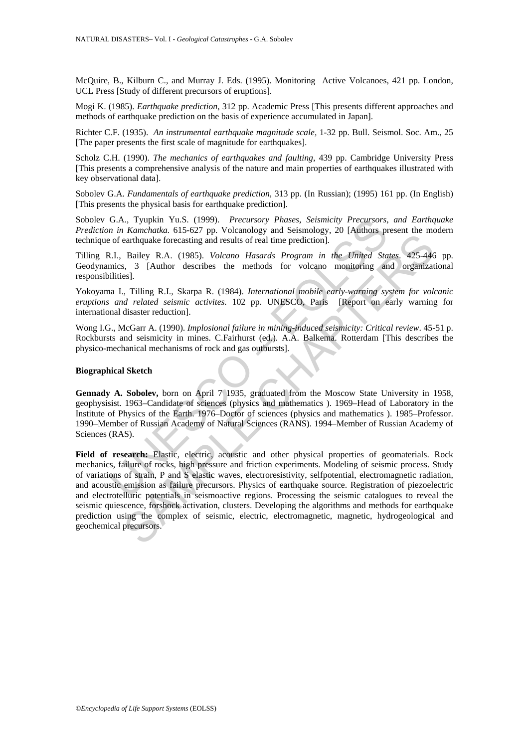McQuire, B., Kilburn C., and Murray J. Eds. (1995). Monitoring Active Volcanoes, 421 pp. London, UCL Press [Study of different precursors of eruptions].

Mogi K. (1985). *Earthquake prediction*, 312 pp. Academic Press [This presents different approaches and methods of earthquake prediction on the basis of experience accumulated in Japan].

Richter C.F. (1935). *An instrumental earthquake magnitude scale*, 1-32 pp. Bull. Seismol. Soc. Am., 25 [The paper presents the first scale of magnitude for earthquakes].

Scholz C.H. (1990). *The mechanics of earthquakes and faulting*, 439 pp. Cambridge University Press [This presents a comprehensive analysis of the nature and main properties of earthquakes illustrated with key observational data].

Sobolev G.A. *Fundamentals of earthquake prediction*, 313 pp. (In Russian); (1995) 161 pp. (In English) [This presents the physical basis for earthquake prediction].

Sobolev G.A., Tyupkin Yu.S. (1999). *Precursory Phases, Seismicity Precursors, and Earthquake Prediction in Kamchatka.* 615-627 pp. Volcanology and Seismology, 20 [Authors present the modern technique of earthquake forecasting and results of real time prediction].

Tilling R.I., Bailey R.A. (1985). *Volcano Hasards Program in the United States*. 425-446 pp. Geodynamics, 3 [Author describes the methods for volcano monitoring and organizational responsibilities].

Yokoyama I., Tilling R.I., Skarpa R. (1984). *International mobile early-warning system for volcanic eruptions and related seismic activites.* 102 pp. UNESCO, Paris [Report on early warning for international disaster reduction].

Wong I.G., McGarr A. (1990). *Implosional failure in mining-induced seismicity: Critical review*. 45-51 p. Rockbursts and seismicity in mines. C.Fairhurst (ed.). A.A. Balkema. Rotterdam [This describes the physico-mechanical mechanisms of rock and gas outbursts].

### Biographical Sketch

**Gennady A. Sobolev,** born on April 7 1935, graduated from the Moscow State University in 1958, geophysisist. 1963–Candidate of sciences (physics and mathematics ). 1969–Head of Laboratory in the Institute of Physics of the Earth. 1976–Doctor of sciences (physics and mathematics ). 1985–Professor. 1990–Member of Russian Academy of Natural Sciences (RANS). 1994–Member of Russian Academy of Sciences (RAS).

**Field of research:** Elastic, electric, acoustic and other physical properties of geomaterials. Rock mechanics, failure of rocks, high pressure and friction experiments. Modeling of seismic process. Study of variations of strain, P and S elastic waves, electroresistivity, selfpotential, electromagnetic radiation, and acoustic emission as failure precursors. Physics of earthquake source. Registration of piezoelectric and electrotelluric potentials in seismoactive regions. Processing the seismic catalogues to reveal the seismic quiescence, forshock activation, clusters. Developing the algorithms and methods for earthquake prediction using the complex of seismic, electric, electromagnetic, magnetic, hydrogeological and geochemical precursors.